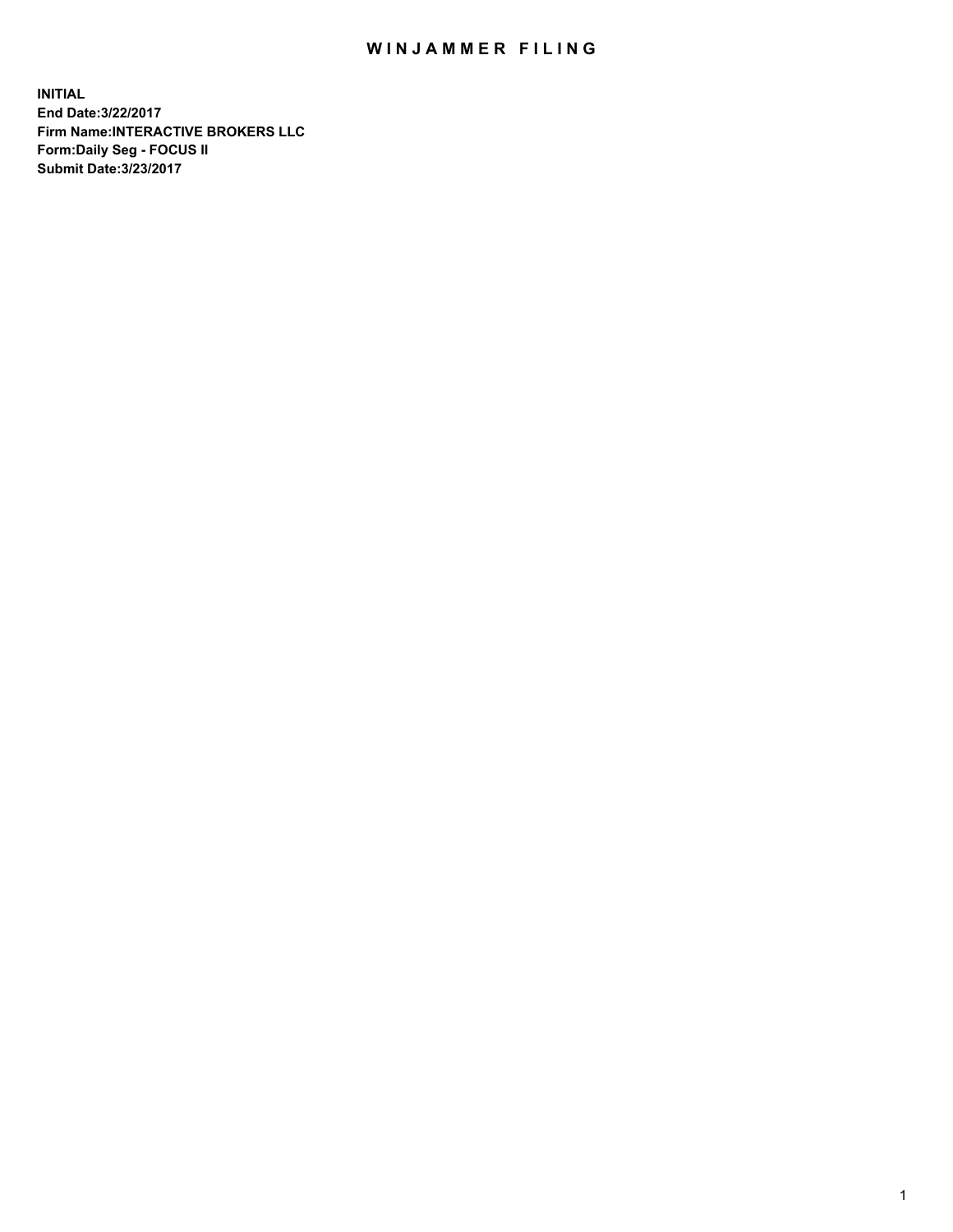# WINJAMMER FILING

**INITIAL**
**End Date:3/22/2017**
**Firm Name:INTERACTIVE BROKERS LLC**
**Form:Daily Seg - FOCUS II**
**Submit Date:3/23/2017**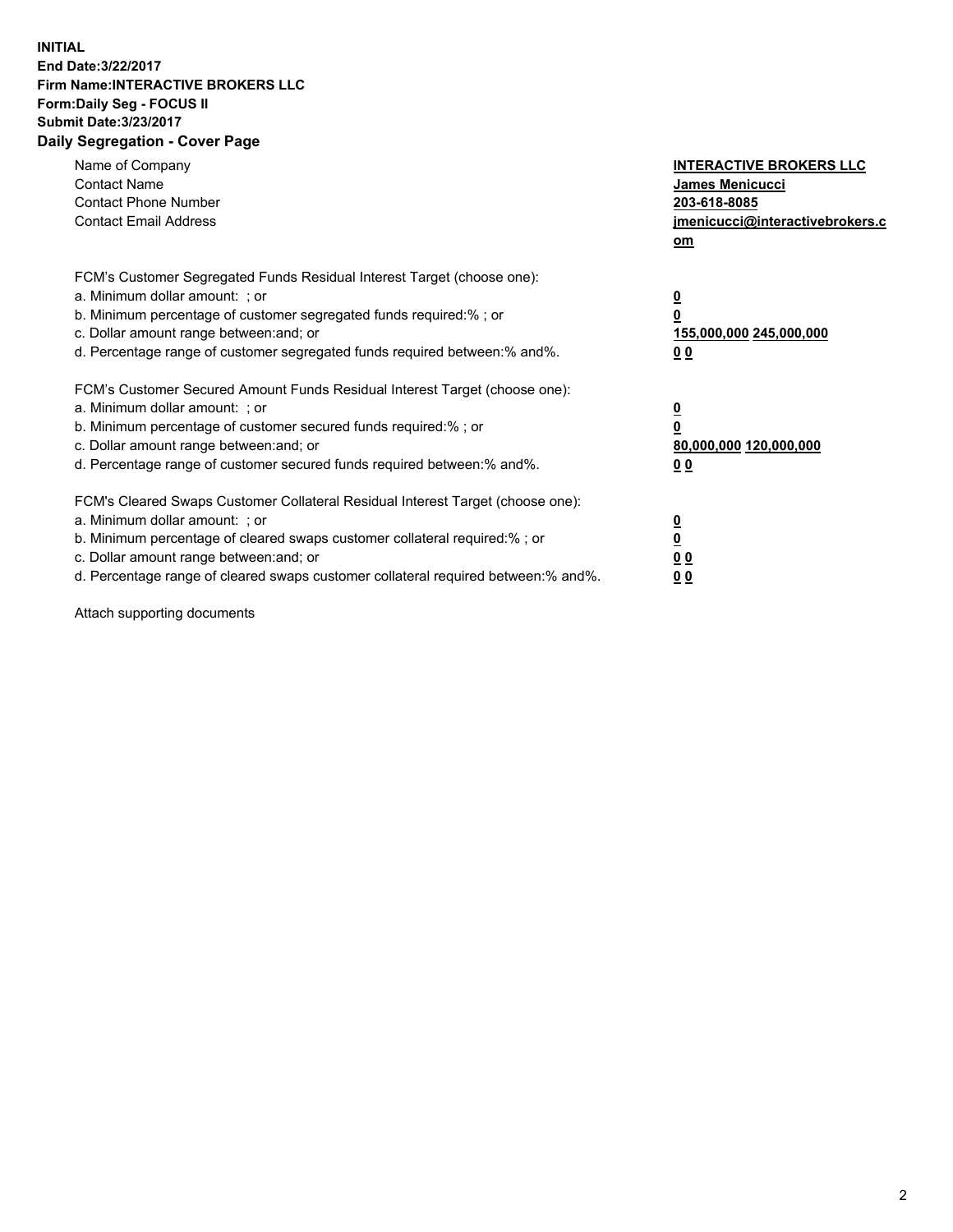**INITIAL**
**End Date:3/22/2017**
**Firm Name:INTERACTIVE BROKERS LLC**
**Form:Daily Seg - FOCUS II**
**Submit Date:3/23/2017**

## Daily Segregation - Cover Page

| | |
|---|---|
| Name of Company | **INTERACTIVE BROKERS LLC** |
| Contact Name | **James Menicucci** |
| Contact Phone Number | **203-618-8085** |
| Contact Email Address | **jmenicucci@interactivebrokers.com** |

FCM's Customer Segregated Funds Residual Interest Target (choose one):

| | |
|---|---|
| a. Minimum dollar amount: ; or | **0** |
| b. Minimum percentage of customer segregated funds required:% ; or | **0** |
| c. Dollar amount range between:and; or | **155,000,000 245,000,000** |
| d. Percentage range of customer segregated funds required between:% and%. | **0 0** |

FCM's Customer Secured Amount Funds Residual Interest Target (choose one):

| | |
|---|---|
| a. Minimum dollar amount: ; or | **0** |
| b. Minimum percentage of customer secured funds required:% ; or | **0** |
| c. Dollar amount range between:and; or | **80,000,000 120,000,000** |
| d. Percentage range of customer secured funds required between:% and%. | **0 0** |

FCM's Cleared Swaps Customer Collateral Residual Interest Target (choose one):

| | |
|---|---|
| a. Minimum dollar amount: ; or | **0** |
| b. Minimum percentage of cleared swaps customer collateral required:% ; or | **0** |
| c. Dollar amount range between:and; or | **0 0** |
| d. Percentage range of cleared swaps customer collateral required between:% and%. | **0 0** |

Attach supporting documents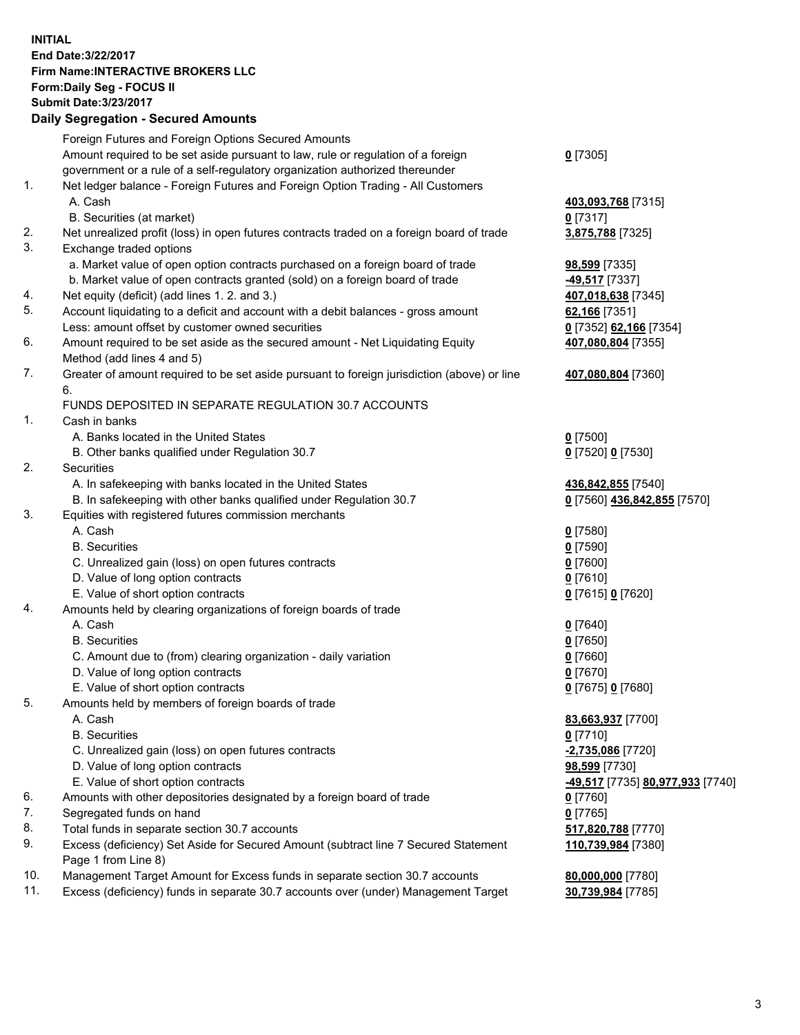**INITIAL**
**End Date:3/22/2017**
**Firm Name:INTERACTIVE BROKERS LLC**
**Form:Daily Seg - FOCUS II**
**Submit Date:3/23/2017**

## Daily Segregation - Secured Amounts

| | | |
|---|---|---|
| | Foreign Futures and Foreign Options Secured Amounts | |
| | Amount required to be set aside pursuant to law, rule or regulation of a foreign government or a rule of a self-regulatory organization authorized thereunder | **0** [7305] |
| 1. | Net ledger balance - Foreign Futures and Foreign Option Trading - All Customers | |
| | A. Cash | **403,093,768** [7315] |
| | B. Securities (at market) | **0** [7317] |
| 2. | Net unrealized profit (loss) in open futures contracts traded on a foreign board of trade | **3,875,788** [7325] |
| 3. | Exchange traded options | |
| | a. Market value of open option contracts purchased on a foreign board of trade | **98,599** [7335] |
| | b. Market value of open contracts granted (sold) on a foreign board of trade | **-49,517** [7337] |
| 4. | Net equity (deficit) (add lines 1. 2. and 3.) | **407,018,638** [7345] |
| 5. | Account liquidating to a deficit and account with a debit balances - gross amount | **62,166** [7351] |
| | Less: amount offset by customer owned securities | **0** [7352] **62,166** [7354] |
| 6. | Amount required to be set aside as the secured amount - Net Liquidating Equity Method (add lines 4 and 5) | **407,080,804** [7355] |
| 7. | Greater of amount required to be set aside pursuant to foreign jurisdiction (above) or line 6. | **407,080,804** [7360] |
| | FUNDS DEPOSITED IN SEPARATE REGULATION 30.7 ACCOUNTS | |
| 1. | Cash in banks | |
| | A. Banks located in the United States | **0** [7500] |
| | B. Other banks qualified under Regulation 30.7 | **0** [7520] **0** [7530] |
| 2. | Securities | |
| | A. In safekeeping with banks located in the United States | **436,842,855** [7540] |
| | B. In safekeeping with other banks qualified under Regulation 30.7 | **0** [7560] **436,842,855** [7570] |
| 3. | Equities with registered futures commission merchants | |
| | A. Cash | **0** [7580] |
| | B. Securities | **0** [7590] |
| | C. Unrealized gain (loss) on open futures contracts | **0** [7600] |
| | D. Value of long option contracts | **0** [7610] |
| | E. Value of short option contracts | **0** [7615] **0** [7620] |
| 4. | Amounts held by clearing organizations of foreign boards of trade | |
| | A. Cash | **0** [7640] |
| | B. Securities | **0** [7650] |
| | C. Amount due to (from) clearing organization - daily variation | **0** [7660] |
| | D. Value of long option contracts | **0** [7670] |
| | E. Value of short option contracts | **0** [7675] **0** [7680] |
| 5. | Amounts held by members of foreign boards of trade | |
| | A. Cash | **83,663,937** [7700] |
| | B. Securities | **0** [7710] |
| | C. Unrealized gain (loss) on open futures contracts | **-2,735,086** [7720] |
| | D. Value of long option contracts | **98,599** [7730] |
| | E. Value of short option contracts | **-49,517** [7735] **80,977,933** [7740] |
| 6. | Amounts with other depositories designated by a foreign board of trade | **0** [7760] |
| 7. | Segregated funds on hand | **0** [7765] |
| 8. | Total funds in separate section 30.7 accounts | **517,820,788** [7770] |
| 9. | Excess (deficiency) Set Aside for Secured Amount (subtract line 7 Secured Statement Page 1 from Line 8) | **110,739,984** [7380] |
| 10. | Management Target Amount for Excess funds in separate section 30.7 accounts | **80,000,000** [7780] |
| 11. | Excess (deficiency) funds in separate 30.7 accounts over (under) Management Target | **30,739,984** [7785] |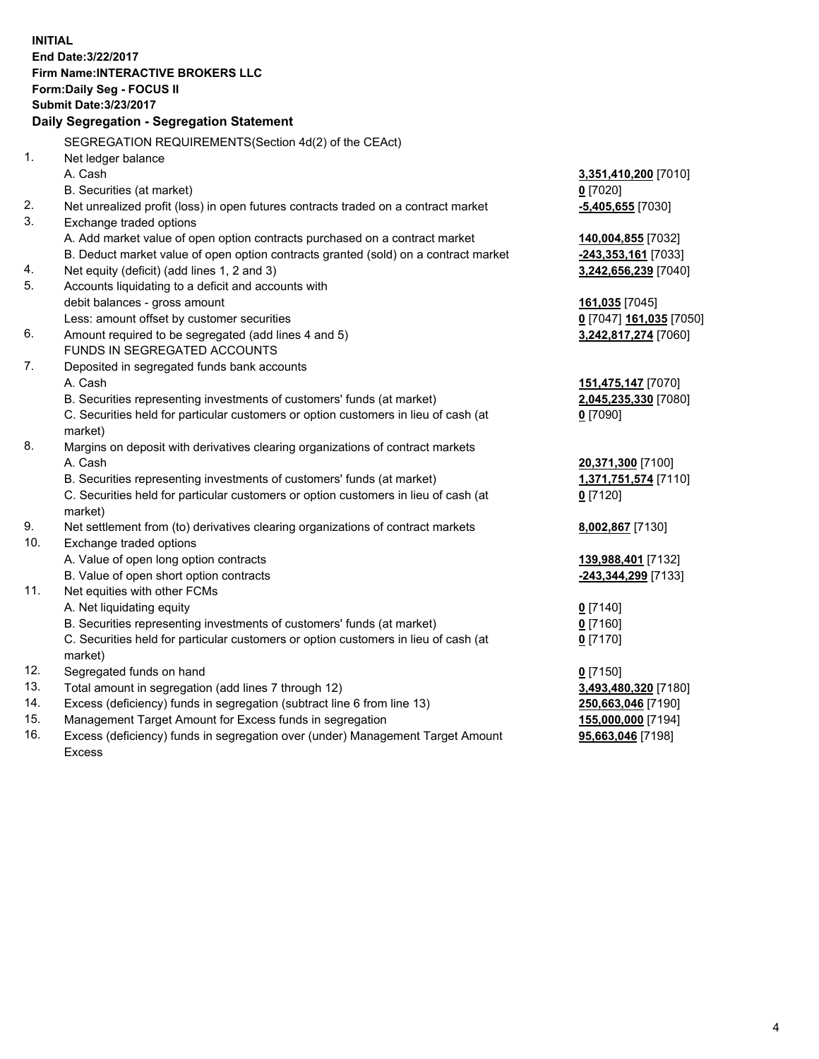**INITIAL**
**End Date:3/22/2017**
**Firm Name:INTERACTIVE BROKERS LLC**
**Form:Daily Seg - FOCUS II**
**Submit Date:3/23/2017**

**Daily Segregation - Segregation Statement**

SEGREGATION REQUIREMENTS(Section 4d(2) of the CEAct)

| | | |
|---|---|---|
| 1. | Net ledger balance | |
| | A. Cash | **3,351,410,200** [7010] |
| | B. Securities (at market) | **0** [7020] |
| 2. | Net unrealized profit (loss) in open futures contracts traded on a contract market | **-5,405,655** [7030] |
| 3. | Exchange traded options | |
| | A. Add market value of open option contracts purchased on a contract market | **140,004,855** [7032] |
| | B. Deduct market value of open option contracts granted (sold) on a contract market | **-243,353,161** [7033] |
| 4. | Net equity (deficit) (add lines 1, 2 and 3) | **3,242,656,239** [7040] |
| 5. | Accounts liquidating to a deficit and accounts with | |
| | debit balances - gross amount | **161,035** [7045] |
| | Less: amount offset by customer securities | **0** [7047] **161,035** [7050] |
| 6. | Amount required to be segregated (add lines 4 and 5) | **3,242,817,274** [7060] |
| | FUNDS IN SEGREGATED ACCOUNTS | |
| 7. | Deposited in segregated funds bank accounts | |
| | A. Cash | **151,475,147** [7070] |
| | B. Securities representing investments of customers' funds (at market) | **2,045,235,330** [7080] |
| | C. Securities held for particular customers or option customers in lieu of cash (at market) | **0** [7090] |
| 8. | Margins on deposit with derivatives clearing organizations of contract markets | |
| | A. Cash | **20,371,300** [7100] |
| | B. Securities representing investments of customers' funds (at market) | **1,371,751,574** [7110] |
| | C. Securities held for particular customers or option customers in lieu of cash (at market) | **0** [7120] |
| 9. | Net settlement from (to) derivatives clearing organizations of contract markets | **8,002,867** [7130] |
| 10. | Exchange traded options | |
| | A. Value of open long option contracts | **139,988,401** [7132] |
| | B. Value of open short option contracts | **-243,344,299** [7133] |
| 11. | Net equities with other FCMs | |
| | A. Net liquidating equity | **0** [7140] |
| | B. Securities representing investments of customers' funds (at market) | **0** [7160] |
| | C. Securities held for particular customers or option customers in lieu of cash (at market) | **0** [7170] |
| 12. | Segregated funds on hand | **0** [7150] |
| 13. | Total amount in segregation (add lines 7 through 12) | **3,493,480,320** [7180] |
| 14. | Excess (deficiency) funds in segregation (subtract line 6 from line 13) | **250,663,046** [7190] |
| 15. | Management Target Amount for Excess funds in segregation | **155,000,000** [7194] |
| 16. | Excess (deficiency) funds in segregation over (under) Management Target Amount Excess | **95,663,046** [7198] |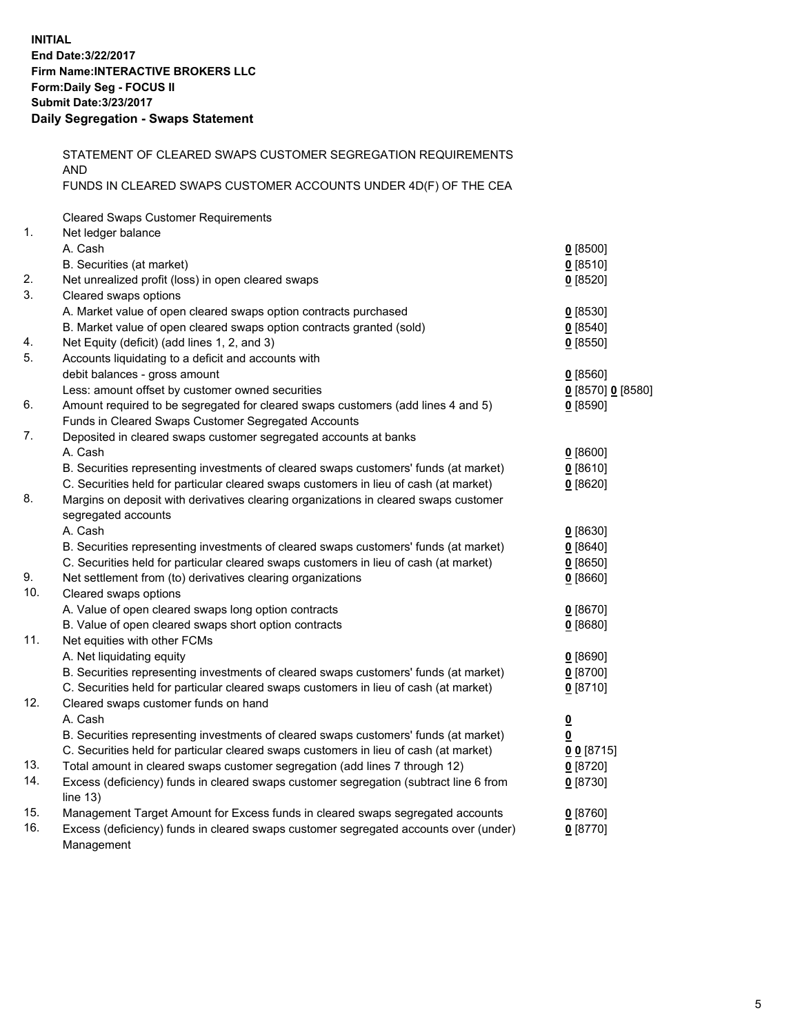**INITIAL**
**End Date:3/22/2017**
**Firm Name:INTERACTIVE BROKERS LLC**
**Form:Daily Seg - FOCUS II**
**Submit Date:3/23/2017**
**Daily Segregation - Swaps Statement**

STATEMENT OF CLEARED SWAPS CUSTOMER SEGREGATION REQUIREMENTS
AND
FUNDS IN CLEARED SWAPS CUSTOMER ACCOUNTS UNDER 4D(F) OF THE CEA

| | | |
|---|---|---|
| | Cleared Swaps Customer Requirements | |
| 1. | Net ledger balance | |
| | A. Cash | 0 [8500] |
| | B. Securities (at market) | 0 [8510] |
| 2. | Net unrealized profit (loss) in open cleared swaps | 0 [8520] |
| 3. | Cleared swaps options | |
| | A. Market value of open cleared swaps option contracts purchased | 0 [8530] |
| | B. Market value of open cleared swaps option contracts granted (sold) | 0 [8540] |
| 4. | Net Equity (deficit) (add lines 1, 2, and 3) | 0 [8550] |
| 5. | Accounts liquidating to a deficit and accounts with | |
| | debit balances - gross amount | 0 [8560] |
| | Less: amount offset by customer owned securities | 0 [8570] 0 [8580] |
| 6. | Amount required to be segregated for cleared swaps customers (add lines 4 and 5) | 0 [8590] |
| | Funds in Cleared Swaps Customer Segregated Accounts | |
| 7. | Deposited in cleared swaps customer segregated accounts at banks | |
| | A. Cash | 0 [8600] |
| | B. Securities representing investments of cleared swaps customers' funds (at market) | 0 [8610] |
| | C. Securities held for particular cleared swaps customers in lieu of cash (at market) | 0 [8620] |
| 8. | Margins on deposit with derivatives clearing organizations in cleared swaps customer segregated accounts | |
| | A. Cash | 0 [8630] |
| | B. Securities representing investments of cleared swaps customers' funds (at market) | 0 [8640] |
| | C. Securities held for particular cleared swaps customers in lieu of cash (at market) | 0 [8650] |
| 9. | Net settlement from (to) derivatives clearing organizations | 0 [8660] |
| 10. | Cleared swaps options | |
| | A. Value of open cleared swaps long option contracts | 0 [8670] |
| | B. Value of open cleared swaps short option contracts | 0 [8680] |
| 11. | Net equities with other FCMs | |
| | A. Net liquidating equity | 0 [8690] |
| | B. Securities representing investments of cleared swaps customers' funds (at market) | 0 [8700] |
| | C. Securities held for particular cleared swaps customers in lieu of cash (at market) | 0 [8710] |
| 12. | Cleared swaps customer funds on hand | |
| | A. Cash | 0 |
| | B. Securities representing investments of cleared swaps customers' funds (at market) | 0 |
| | C. Securities held for particular cleared swaps customers in lieu of cash (at market) | 0 0 [8715] |
| 13. | Total amount in cleared swaps customer segregation (add lines 7 through 12) | 0 [8720] |
| 14. | Excess (deficiency) funds in cleared swaps customer segregation (subtract line 6 from line 13) | 0 [8730] |
| 15. | Management Target Amount for Excess funds in cleared swaps segregated accounts | 0 [8760] |
| 16. | Excess (deficiency) funds in cleared swaps customer segregated accounts over (under) Management | 0 [8770] |